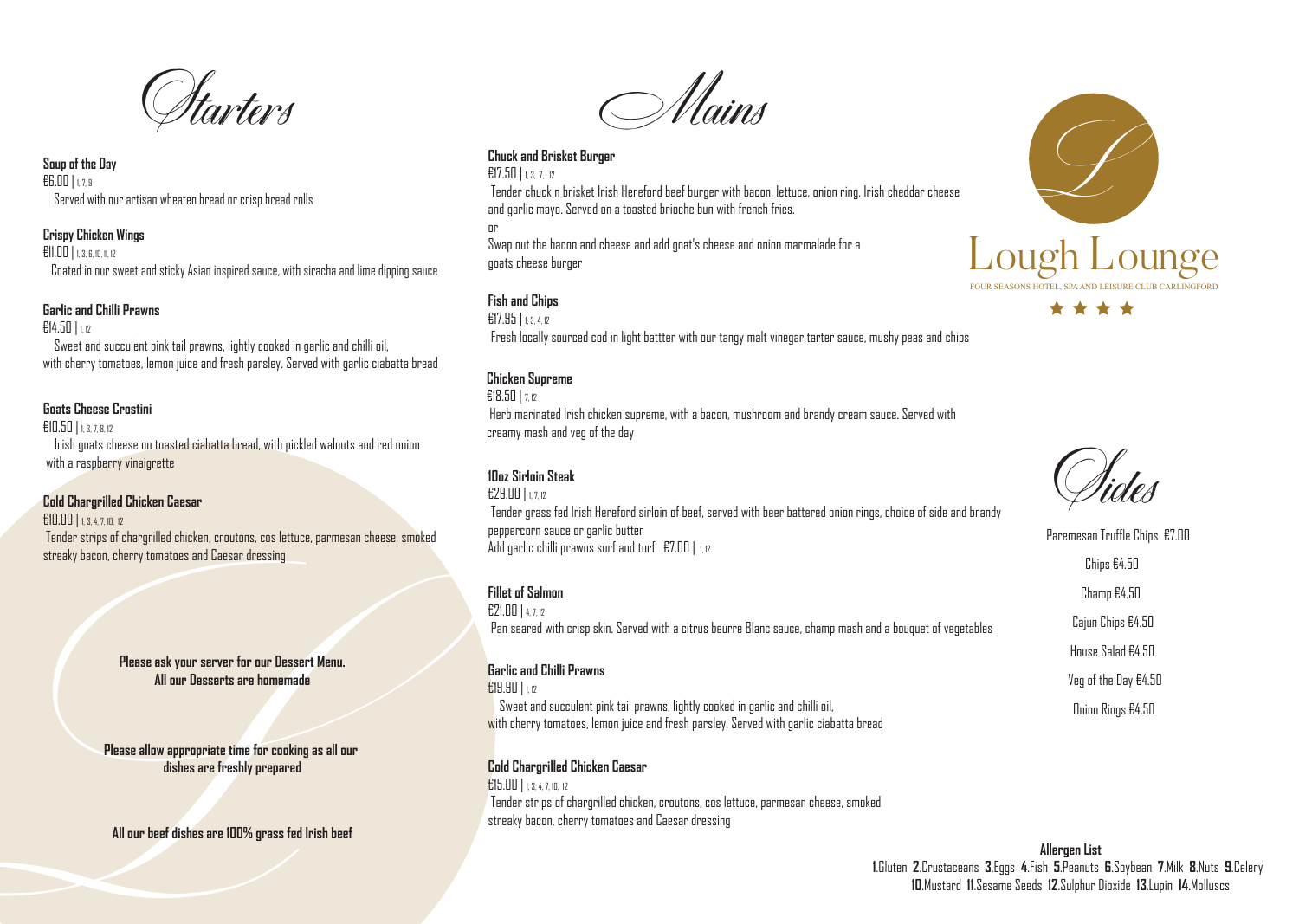# Starters

**Soup of the Day**
€6.00 | 1, 7, 9
Served with our artisan wheaten bread or crisp bread rolls

**Crispy Chicken Wings**
€11.00 | 1, 3, 6, 10, 11, 12
Coated in our sweet and sticky Asian inspired sauce, with siracha and lime dipping sauce

**Garlic and Chilli Prawns**
€14.50 | 1, 12
Sweet and succulent pink tail prawns, lightly cooked in garlic and chilli oil, with cherry tomatoes, lemon juice and fresh parsley. Served with garlic ciabatta bread

**Goats Cheese Crostini**
€10.50 | 1, 3, 7, 8, 12
Irish goats cheese on toasted ciabatta bread, with pickled walnuts and red onion with a raspberry vinaigrette

**Cold Chargrilled Chicken Caesar**
€10.00 | 1, 3, 4, 7, 10, 12
Tender strips of chargrilled chicken, croutons, cos lettuce, parmesan cheese, smoked streaky bacon, cherry tomatoes and Caesar dressing

**Please ask your server for our Dessert Menu.**
**All our Desserts are homemade**

**Please allow appropriate time for cooking as all our dishes are freshly prepared**

**All our beef dishes are 100% grass fed Irish beef**

# Mains

**Chuck and Brisket Burger**
€17.50 | 1, 3, 7, 12
Tender chuck n brisket Irish Hereford beef burger with bacon, lettuce, onion ring, Irish cheddar cheese and garlic mayo. Served on a toasted brioche bun with french fries.
or
Swap out the bacon and cheese and add goat's cheese and onion marmalade for a goats cheese burger

**Fish and Chips**
€17.95 | 1, 3, 4, 12
Fresh locally sourced cod in light battter with our tangy malt vinegar tarter sauce, mushy peas and chips

**Chicken Supreme**
€18.50 | 7, 12
Herb marinated Irish chicken supreme, with a bacon, mushroom and brandy cream sauce. Served with creamy mash and veg of the day

**10oz Sirloin Steak**
€29.00 | 1, 7, 12
Tender grass fed Irish Hereford sirloin of beef, served with beer battered onion rings, choice of side and brandy peppercorn sauce or garlic butter
Add garlic chilli prawns surf and turf €7.00 | 1, 12

**Fillet of Salmon**
€21.00 | 4, 7, 12
Pan seared with crisp skin. Served with a citrus beurre Blanc sauce, champ mash and a bouquet of vegetables

**Garlic and Chilli Prawns**
€19.90 | 1, 12
Sweet and succulent pink tail prawns, lightly cooked in garlic and chilli oil, with cherry tomatoes, lemon juice and fresh parsley. Served with garlic ciabatta bread

**Cold Chargrilled Chicken Caesar**
€15.00 | 1, 3, 4, 7, 10, 12
Tender strips of chargrilled chicken, croutons, cos lettuce, parmesan cheese, smoked streaky bacon, cherry tomatoes and Caesar dressing

Lough Lounge
FOUR SEASONS HOTEL, SPA AND LEISURE CLUB CARLINGFORD
★★★★

# Sides

Paremesan Truffle Chips €7.00

Chips €4.50

Champ €4.50

Cajun Chips €4.50

House Salad €4.50

Veg of the Day €4.50

Onion Rings €4.50

**Allergen List**
**1**.Gluten **2**.Crustaceans **3**.Eggs **4**.Fish **5**.Peanuts **6**.Soybean **7**.Milk **8**.Nuts **9**.Celery **10**.Mustard **11**.Sesame Seeds **12**.Sulphur Dioxide **13**.Lupin **14**.Molluscs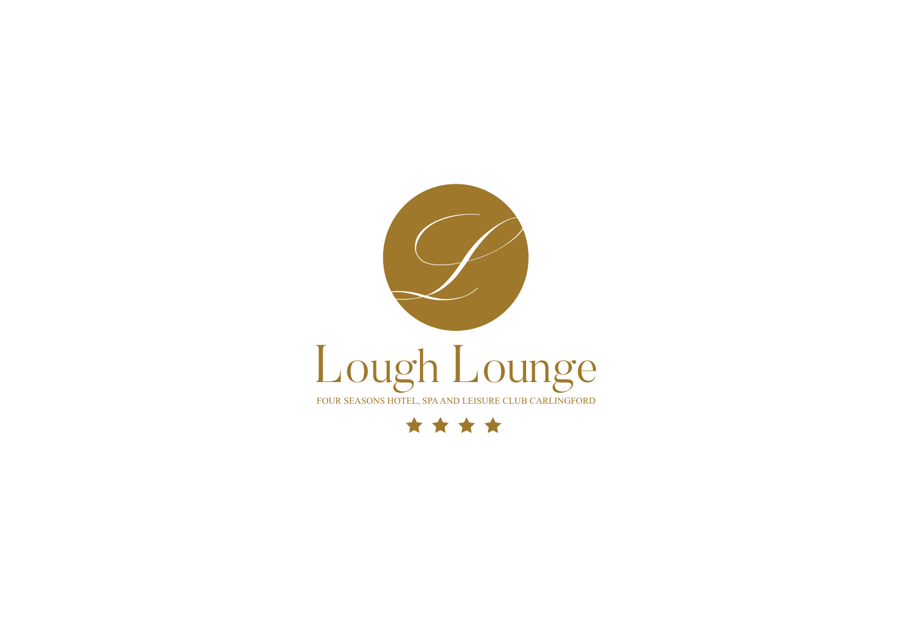# Lough Lounge

FOUR SEASONS HOTEL, SPA AND LEISURE CLUB CARLINGFORD

★ ★ ★ ★